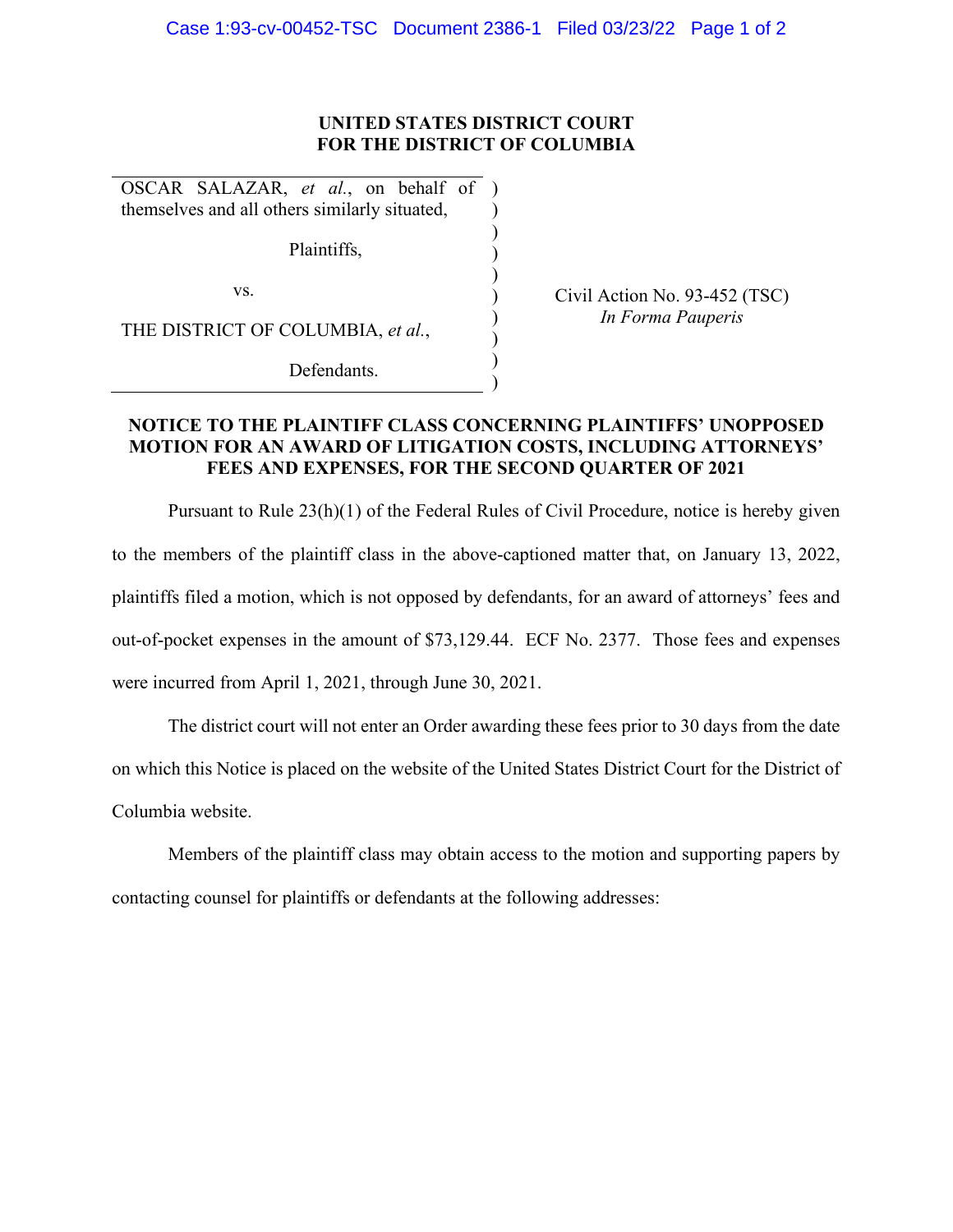**UNITED STATES DISTRICT COURT**
**FOR THE DISTRICT OF COLUMBIA**

| | | |
|---|---|---|
| OSCAR SALAZAR, *et al.*, on behalf of themselves and all others similarly situated, | ) | |
| Plaintiffs, | ) | |
| vs. | ) | Civil Action No. 93-452 (TSC) *In Forma Pauperis* |
| THE DISTRICT OF COLUMBIA, *et al.*, | ) | |
| Defendants. | ) | |

**NOTICE TO THE PLAINTIFF CLASS CONCERNING PLAINTIFFS' UNOPPOSED MOTION FOR AN AWARD OF LITIGATION COSTS, INCLUDING ATTORNEYS' FEES AND EXPENSES, FOR THE SECOND QUARTER OF 2021**

Pursuant to Rule 23(h)(1) of the Federal Rules of Civil Procedure, notice is hereby given to the members of the plaintiff class in the above-captioned matter that, on January 13, 2022, plaintiffs filed a motion, which is not opposed by defendants, for an award of attorneys' fees and out-of-pocket expenses in the amount of $73,129.44. ECF No. 2377. Those fees and expenses were incurred from April 1, 2021, through June 30, 2021.

The district court will not enter an Order awarding these fees prior to 30 days from the date on which this Notice is placed on the website of the United States District Court for the District of Columbia website.

Members of the plaintiff class may obtain access to the motion and supporting papers by contacting counsel for plaintiffs or defendants at the following addresses: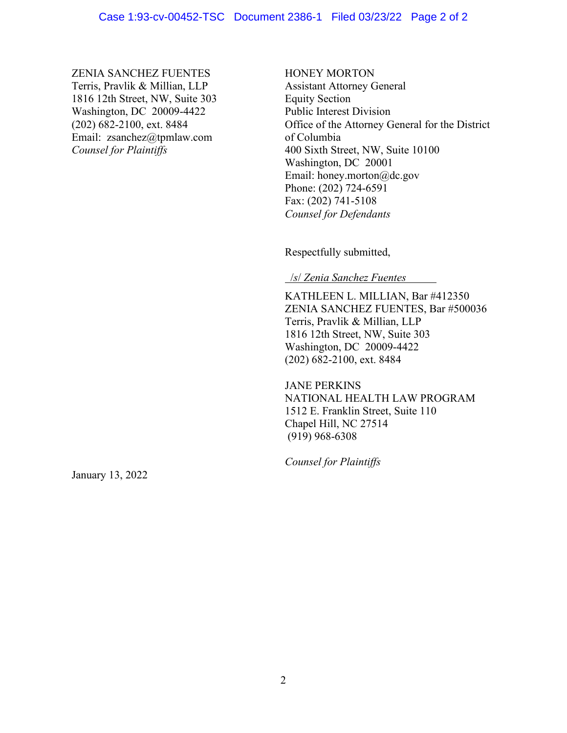ZENIA SANCHEZ FUENTES
Terris, Pravlik & Millian, LLP
1816 12th Street, NW, Suite 303
Washington, DC 20009-4422
(202) 682-2100, ext. 8484
Email: zsanchez@tpmlaw.com
*Counsel for Plaintiffs*

HONEY MORTON
Assistant Attorney General
Equity Section
Public Interest Division
Office of the Attorney General for the District of Columbia
400 Sixth Street, NW, Suite 10100
Washington, DC 20001
Email: honey.morton@dc.gov
Phone: (202) 724-6591
Fax: (202) 741-5108
*Counsel for Defendants*

Respectfully submitted,

*/s/ Zenia Sanchez Fuentes*

KATHLEEN L. MILLIAN, Bar #412350
ZENIA SANCHEZ FUENTES, Bar #500036
Terris, Pravlik & Millian, LLP
1816 12th Street, NW, Suite 303
Washington, DC 20009-4422
(202) 682-2100, ext. 8484

JANE PERKINS
NATIONAL HEALTH LAW PROGRAM
1512 E. Franklin Street, Suite 110
Chapel Hill, NC 27514
(919) 968-6308

*Counsel for Plaintiffs*

January 13, 2022